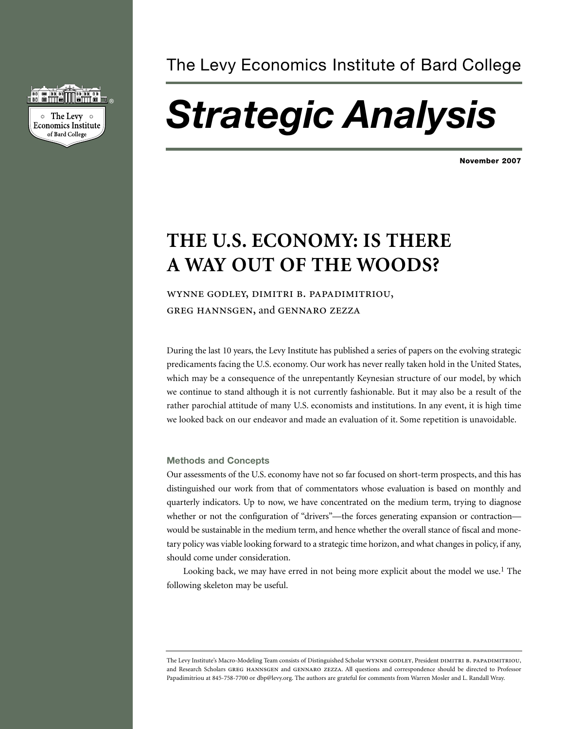The Levy Economics Institute of Bard College

# *Strategic Analysis*

**November 2007**

## THE U.S. ECONOMY: IS THERE A WAY OUT OF THE WOODS?

WYNNE GODLEY, DIMITRI B. PAPADIMITRIOU, GREG HANNSGEN, and GENNARO ZEZZA

During the last 10 years, the Levy Institute has published a series of papers on the evolving strategic predicaments facing the U.S. economy. Our work has never really taken hold in the United States, which may be a consequence of the unrepentantly Keynesian structure of our model, by which we continue to stand although it is not currently fashionable. But it may also be a result of the rather parochial attitude of many U.S. economists and institutions. In any event, it is high time we looked back on our endeavor and made an evaluation of it. Some repetition is unavoidable.

### Methods and Concepts

Our assessments of the U.S. economy have not so far focused on short-term prospects, and this has distinguished our work from that of commentators whose evaluation is based on monthly and quarterly indicators. Up to now, we have concentrated on the medium term, trying to diagnose whether or not the configuration of "drivers"—the forces generating expansion or contraction—would be sustainable in the medium term, and hence whether the overall stance of fiscal and monetary policy was viable looking forward to a strategic time horizon, and what changes in policy, if any, should come under consideration.

Looking back, we may have erred in not being more explicit about the model we use.[1] The following skeleton may be useful.

---

The Levy Institute's Macro-Modeling Team consists of Distinguished Scholar WYNNE GODLEY, President DIMITRI B. PAPADIMITRIOU, and Research Scholars GREG HANNSGEN and GENNARO ZEZZA. All questions and correspondence should be directed to Professor Papadimitriou at 845-758-7700 or dbp@levy.org. The authors are grateful for comments from Warren Mosler and L. Randall Wray.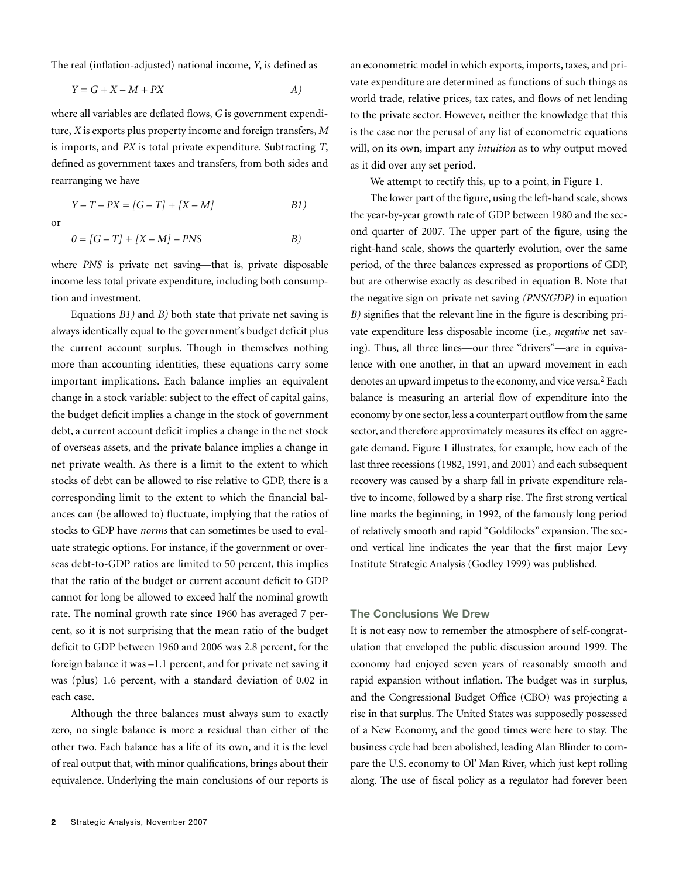The real (inflation-adjusted) national income, $Y$, is defined as

$$Y = G + X - M + PX \qquad A)$$

where all variables are deflated flows, $G$ is government expenditure, $X$ is exports plus property income and foreign transfers, $M$ is imports, and $PX$ is total private expenditure. Subtracting $T$, defined as government taxes and transfers, from both sides and rearranging we have

$$Y - T - PX = [G - T] + [X - M] \qquad B1)$$

or

$$0 = [G - T] + [X - M] - PNS \qquad B)$$

where $PNS$ is private net saving—that is, private disposable income less total private expenditure, including both consumption and investment.

Equations *B1)* and *B)* both state that private net saving is always identically equal to the government's budget deficit plus the current account surplus. Though in themselves nothing more than accounting identities, these equations carry some important implications. Each balance implies an equivalent change in a stock variable: subject to the effect of capital gains, the budget deficit implies a change in the stock of government debt, a current account deficit implies a change in the net stock of overseas assets, and the private balance implies a change in net private wealth. As there is a limit to the extent to which stocks of debt can be allowed to rise relative to GDP, there is a corresponding limit to the extent to which the financial balances can (be allowed to) fluctuate, implying that the ratios of stocks to GDP have *norms* that can sometimes be used to evaluate strategic options. For instance, if the government or overseas debt-to-GDP ratios are limited to 50 percent, this implies that the ratio of the budget or current account deficit to GDP cannot for long be allowed to exceed half the nominal growth rate. The nominal growth rate since 1960 has averaged 7 percent, so it is not surprising that the mean ratio of the budget deficit to GDP between 1960 and 2006 was 2.8 percent, for the foreign balance it was –1.1 percent, and for private net saving it was (plus) 1.6 percent, with a standard deviation of 0.02 in each case.

Although the three balances must always sum to exactly zero, no single balance is more a residual than either of the other two. Each balance has a life of its own, and it is the level of real output that, with minor qualifications, brings about their equivalence. Underlying the main conclusions of our reports is an econometric model in which exports, imports, taxes, and private expenditure are determined as functions of such things as world trade, relative prices, tax rates, and flows of net lending to the private sector. However, neither the knowledge that this is the case nor the perusal of any list of econometric equations will, on its own, impart any *intuition* as to why output moved as it did over any set period.

We attempt to rectify this, up to a point, in Figure 1.

The lower part of the figure, using the left-hand scale, shows the year-by-year growth rate of GDP between 1980 and the second quarter of 2007. The upper part of the figure, using the right-hand scale, shows the quarterly evolution, over the same period, of the three balances expressed as proportions of GDP, but are otherwise exactly as described in equation B. Note that the negative sign on private net saving *(PNS/GDP)* in equation *B)* signifies that the relevant line in the figure is describing private expenditure less disposable income (i.e., *negative* net saving). Thus, all three lines—our three "drivers"—are in equivalence with one another, in that an upward movement in each denotes an upward impetus to the economy, and vice versa.[2] Each balance is measuring an arterial flow of expenditure into the economy by one sector, less a counterpart outflow from the same sector, and therefore approximately measures its effect on aggregate demand. Figure 1 illustrates, for example, how each of the last three recessions (1982, 1991, and 2001) and each subsequent recovery was caused by a sharp fall in private expenditure relative to income, followed by a sharp rise. The first strong vertical line marks the beginning, in 1992, of the famously long period of relatively smooth and rapid "Goldilocks" expansion. The second vertical line indicates the year that the first major Levy Institute Strategic Analysis (Godley 1999) was published.

## The Conclusions We Drew

It is not easy now to remember the atmosphere of self-congratulation that enveloped the public discussion around 1999. The economy had enjoyed seven years of reasonably smooth and rapid expansion without inflation. The budget was in surplus, and the Congressional Budget Office (CBO) was projecting a rise in that surplus. The United States was supposedly possessed of a New Economy, and the good times were here to stay. The business cycle had been abolished, leading Alan Blinder to compare the U.S. economy to Ol' Man River, which just kept rolling along. The use of fiscal policy as a regulator had forever been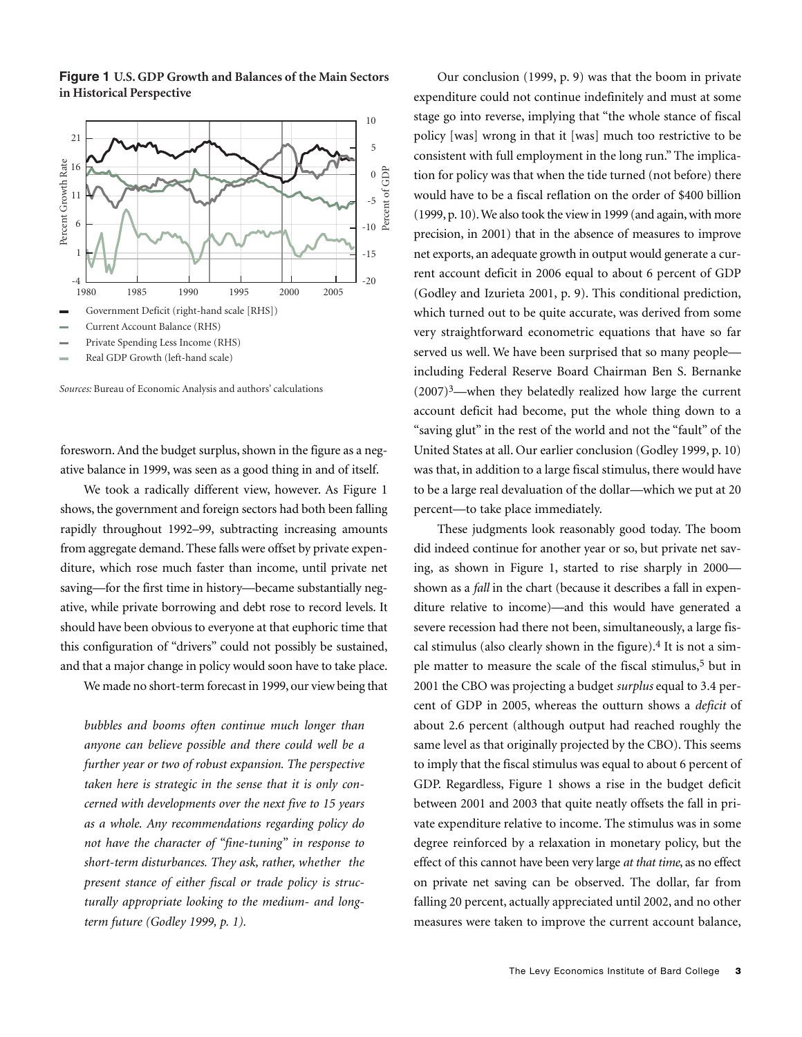**Figure 1 U.S. GDP Growth and Balances of the Main Sectors in Historical Perspective**

- Government Deficit (right-hand scale [RHS])
- Current Account Balance (RHS)
- Private Spending Less Income (RHS)
- Real GDP Growth (left-hand scale)

*Sources:* Bureau of Economic Analysis and authors' calculations

foresworn. And the budget surplus, shown in the figure as a negative balance in 1999, was seen as a good thing in and of itself.

We took a radically different view, however. As Figure 1 shows, the government and foreign sectors had both been falling rapidly throughout 1992–99, subtracting increasing amounts from aggregate demand. These falls were offset by private expenditure, which rose much faster than income, until private net saving—for the first time in history—became substantially negative, while private borrowing and debt rose to record levels. It should have been obvious to everyone at that euphoric time that this configuration of "drivers" could not possibly be sustained, and that a major change in policy would soon have to take place.

We made no short-term forecast in 1999, our view being that

> *bubbles and booms often continue much longer than anyone can believe possible and there could well be a further year or two of robust expansion. The perspective taken here is strategic in the sense that it is only concerned with developments over the next five to 15 years as a whole. Any recommendations regarding policy do not have the character of "fine-tuning" in response to short-term disturbances. They ask, rather, whether the present stance of either fiscal or trade policy is structurally appropriate looking to the medium- and long-term future (Godley 1999, p. 1).*

Our conclusion (1999, p. 9) was that the boom in private expenditure could not continue indefinitely and must at some stage go into reverse, implying that "the whole stance of fiscal policy [was] wrong in that it [was] much too restrictive to be consistent with full employment in the long run." The implication for policy was that when the tide turned (not before) there would have to be a fiscal reflation on the order of $400 billion (1999, p. 10). We also took the view in 1999 (and again, with more precision, in 2001) that in the absence of measures to improve net exports, an adequate growth in output would generate a current account deficit in 2006 equal to about 6 percent of GDP (Godley and Izurieta 2001, p. 9). This conditional prediction, which turned out to be quite accurate, was derived from some very straightforward econometric equations that have so far served us well. We have been surprised that so many people—including Federal Reserve Board Chairman Ben S. Bernanke (2007)[3]—when they belatedly realized how large the current account deficit had become, put the whole thing down to a "saving glut" in the rest of the world and not the "fault" of the United States at all. Our earlier conclusion (Godley 1999, p. 10) was that, in addition to a large fiscal stimulus, there would have to be a large real devaluation of the dollar—which we put at 20 percent—to take place immediately.

These judgments look reasonably good today. The boom did indeed continue for another year or so, but private net saving, as shown in Figure 1, started to rise sharply in 2000—shown as a *fall* in the chart (because it describes a fall in expenditure relative to income)—and this would have generated a severe recession had there not been, simultaneously, a large fiscal stimulus (also clearly shown in the figure).[4] It is not a simple matter to measure the scale of the fiscal stimulus,[5] but in 2001 the CBO was projecting a budget *surplus* equal to 3.4 percent of GDP in 2005, whereas the outturn shows a *deficit* of about 2.6 percent (although output had reached roughly the same level as that originally projected by the CBO). This seems to imply that the fiscal stimulus was equal to about 6 percent of GDP. Regardless, Figure 1 shows a rise in the budget deficit between 2001 and 2003 that quite neatly offsets the fall in private expenditure relative to income. The stimulus was in some degree reinforced by a relaxation in monetary policy, but the effect of this cannot have been very large *at that time*, as no effect on private net saving can be observed. The dollar, far from falling 20 percent, actually appreciated until 2002, and no other measures were taken to improve the current account balance,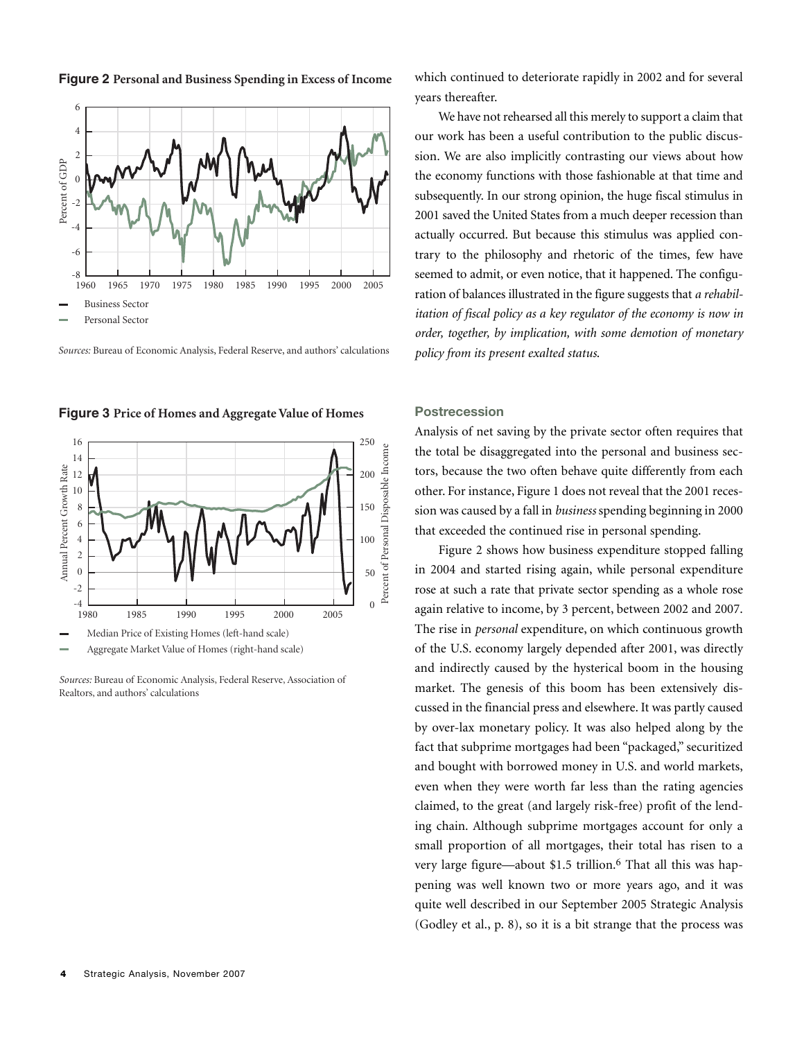**Figure 2** Personal and Business Spending in Excess of Income

Business Sector
Personal Sector

*Sources:* Bureau of Economic Analysis, Federal Reserve, and authors' calculations

**Figure 3** Price of Homes and Aggregate Value of Homes

Median Price of Existing Homes (left-hand scale)
Aggregate Market Value of Homes (right-hand scale)

*Sources:* Bureau of Economic Analysis, Federal Reserve, Association of Realtors, and authors' calculations

which continued to deteriorate rapidly in 2002 and for several years thereafter.

We have not rehearsed all this merely to support a claim that our work has been a useful contribution to the public discussion. We are also implicitly contrasting our views about how the economy functions with those fashionable at that time and subsequently. In our strong opinion, the huge fiscal stimulus in 2001 saved the United States from a much deeper recession than actually occurred. But because this stimulus was applied contrary to the philosophy and rhetoric of the times, few have seemed to admit, or even notice, that it happened. The configuration of balances illustrated in the figure suggests that *a rehabilitation of fiscal policy as a key regulator of the economy is now in order, together, by implication, with some demotion of monetary policy from its present exalted status.*

### Postrecession

Analysis of net saving by the private sector often requires that the total be disaggregated into the personal and business sectors, because the two often behave quite differently from each other. For instance, Figure 1 does not reveal that the 2001 recession was caused by a fall in *business* spending beginning in 2000 that exceeded the continued rise in personal spending.

Figure 2 shows how business expenditure stopped falling in 2004 and started rising again, while personal expenditure rose at such a rate that private sector spending as a whole rose again relative to income, by 3 percent, between 2002 and 2007. The rise in *personal* expenditure, on which continuous growth of the U.S. economy largely depended after 2001, was directly and indirectly caused by the hysterical boom in the housing market. The genesis of this boom has been extensively discussed in the financial press and elsewhere. It was partly caused by over-lax monetary policy. It was also helped along by the fact that subprime mortgages had been "packaged," securitized and bought with borrowed money in U.S. and world markets, even when they were worth far less than the rating agencies claimed, to the great (and largely risk-free) profit of the lending chain. Although subprime mortgages account for only a small proportion of all mortgages, their total has risen to a very large figure—about $1.5 trillion.[6] That all this was happening was well known two or more years ago, and it was quite well described in our September 2005 Strategic Analysis (Godley et al., p. 8), so it is a bit strange that the process was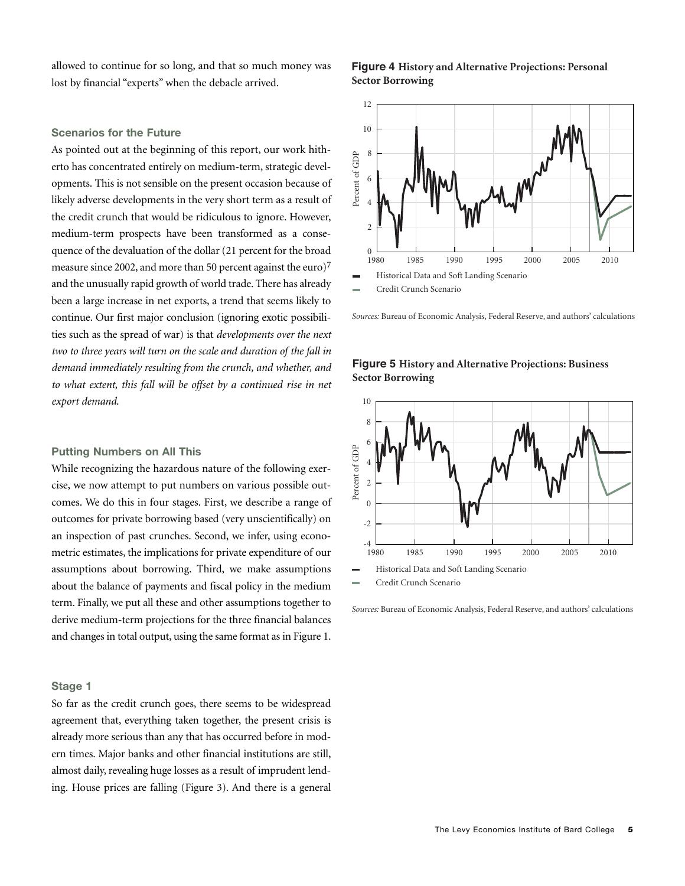allowed to continue for so long, and that so much money was lost by financial "experts" when the debacle arrived.

### Scenarios for the Future

As pointed out at the beginning of this report, our work hitherto has concentrated entirely on medium-term, strategic developments. This is not sensible on the present occasion because of likely adverse developments in the very short term as a result of the credit crunch that would be ridiculous to ignore. However, medium-term prospects have been transformed as a consequence of the devaluation of the dollar (21 percent for the broad measure since 2002, and more than 50 percent against the euro)[7] and the unusually rapid growth of world trade. There has already been a large increase in net exports, a trend that seems likely to continue. Our first major conclusion (ignoring exotic possibilities such as the spread of war) is that *developments over the next two to three years will turn on the scale and duration of the fall in demand immediately resulting from the crunch, and whether, and to what extent, this fall will be offset by a continued rise in net export demand.*

### Putting Numbers on All This

While recognizing the hazardous nature of the following exercise, we now attempt to put numbers on various possible outcomes. We do this in four stages. First, we describe a range of outcomes for private borrowing based (very unscientifically) on an inspection of past crunches. Second, we infer, using econometric estimates, the implications for private expenditure of our assumptions about borrowing. Third, we make assumptions about the balance of payments and fiscal policy in the medium term. Finally, we put all these and other assumptions together to derive medium-term projections for the three financial balances and changes in total output, using the same format as in Figure 1.

### Stage 1

So far as the credit crunch goes, there seems to be widespread agreement that, everything taken together, the present crisis is already more serious than any that has occurred before in modern times. Major banks and other financial institutions are still, almost daily, revealing huge losses as a result of imprudent lending. House prices are falling (Figure 3). And there is a general

**Figure 4** **History and Alternative Projections: Personal Sector Borrowing**

Percent of GDP (0–12), 1980–2010

- Historical Data and Soft Landing Scenario
- Credit Crunch Scenario

*Sources:* Bureau of Economic Analysis, Federal Reserve, and authors' calculations

**Figure 5** **History and Alternative Projections: Business Sector Borrowing**

Percent of GDP (-4–10), 1980–2010

- Historical Data and Soft Landing Scenario
- Credit Crunch Scenario

*Sources:* Bureau of Economic Analysis, Federal Reserve, and authors' calculations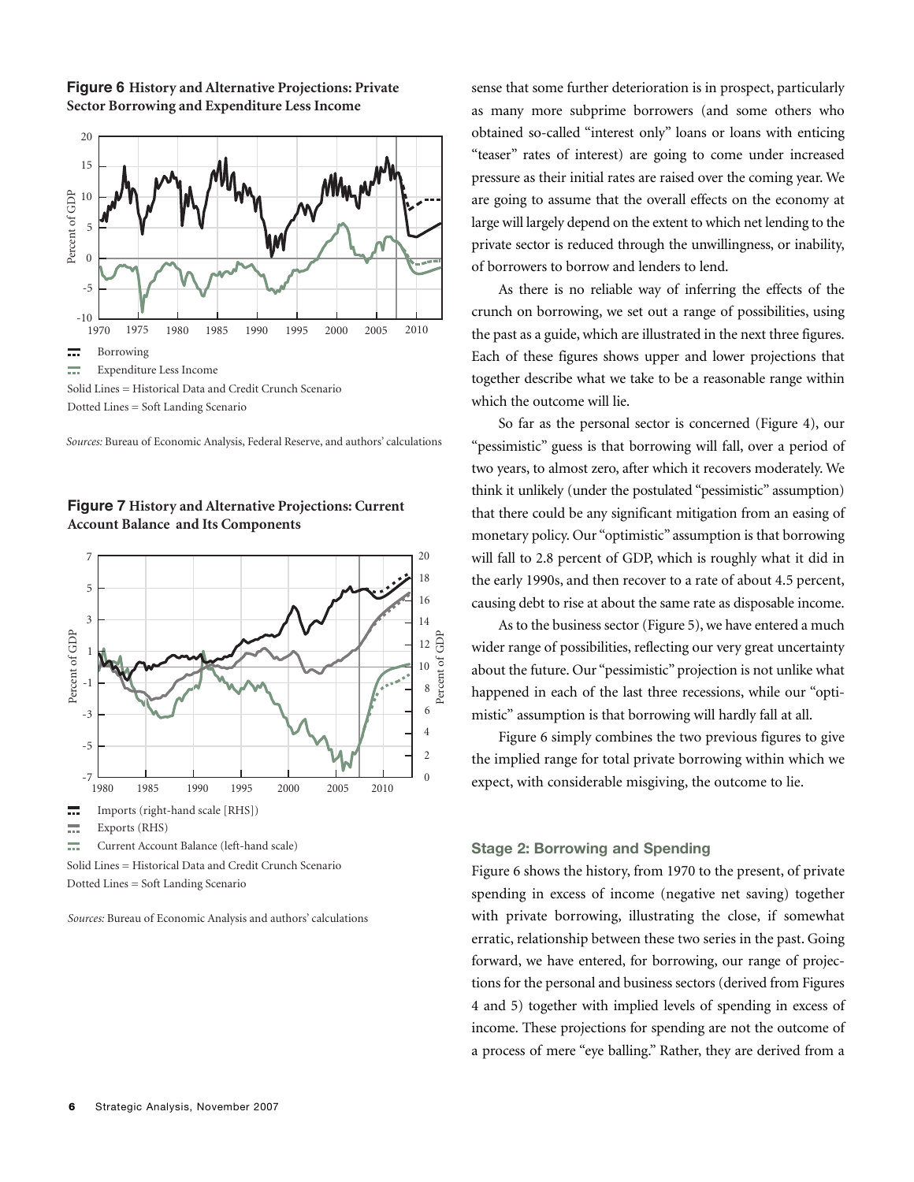**Figure 6** History and Alternative Projections: Private Sector Borrowing and Expenditure Less Income

Borrowing
Expenditure Less Income
Solid Lines = Historical Data and Credit Crunch Scenario
Dotted Lines = Soft Landing Scenario

*Sources:* Bureau of Economic Analysis, Federal Reserve, and authors' calculations

**Figure 7** History and Alternative Projections: Current Account Balance and Its Components

Imports (right-hand scale [RHS])
Exports (RHS)
Current Account Balance (left-hand scale)
Solid Lines = Historical Data and Credit Crunch Scenario
Dotted Lines = Soft Landing Scenario

*Sources:* Bureau of Economic Analysis and authors' calculations

sense that some further deterioration is in prospect, particularly as many more subprime borrowers (and some others who obtained so-called "interest only" loans or loans with enticing "teaser" rates of interest) are going to come under increased pressure as their initial rates are raised over the coming year. We are going to assume that the overall effects on the economy at large will largely depend on the extent to which net lending to the private sector is reduced through the unwillingness, or inability, of borrowers to borrow and lenders to lend.

As there is no reliable way of inferring the effects of the crunch on borrowing, we set out a range of possibilities, using the past as a guide, which are illustrated in the next three figures. Each of these figures shows upper and lower projections that together describe what we take to be a reasonable range within which the outcome will lie.

So far as the personal sector is concerned (Figure 4), our "pessimistic" guess is that borrowing will fall, over a period of two years, to almost zero, after which it recovers moderately. We think it unlikely (under the postulated "pessimistic" assumption) that there could be any significant mitigation from an easing of monetary policy. Our "optimistic" assumption is that borrowing will fall to 2.8 percent of GDP, which is roughly what it did in the early 1990s, and then recover to a rate of about 4.5 percent, causing debt to rise at about the same rate as disposable income.

As to the business sector (Figure 5), we have entered a much wider range of possibilities, reflecting our very great uncertainty about the future. Our "pessimistic" projection is not unlike what happened in each of the last three recessions, while our "optimistic" assumption is that borrowing will hardly fall at all.

Figure 6 simply combines the two previous figures to give the implied range for total private borrowing within which we expect, with considerable misgiving, the outcome to lie.

### Stage 2: Borrowing and Spending

Figure 6 shows the history, from 1970 to the present, of private spending in excess of income (negative net saving) together with private borrowing, illustrating the close, if somewhat erratic, relationship between these two series in the past. Going forward, we have entered, for borrowing, our range of projections for the personal and business sectors (derived from Figures 4 and 5) together with implied levels of spending in excess of income. These projections for spending are not the outcome of a process of mere "eye balling." Rather, they are derived from a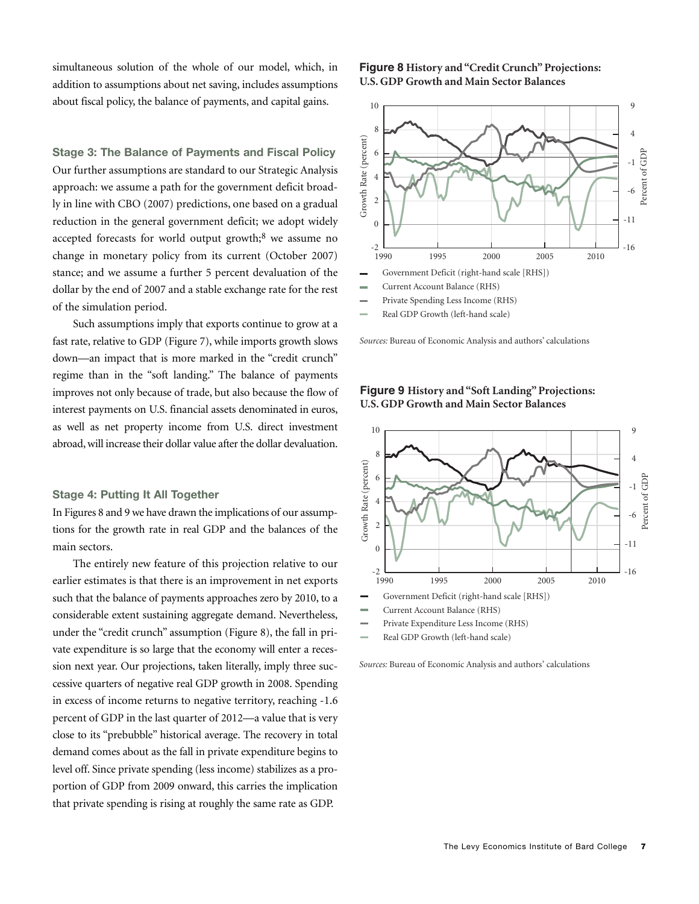simultaneous solution of the whole of our model, which, in addition to assumptions about net saving, includes assumptions about fiscal policy, the balance of payments, and capital gains.

### Stage 3: The Balance of Payments and Fiscal Policy

Our further assumptions are standard to our Strategic Analysis approach: we assume a path for the government deficit broadly in line with CBO (2007) predictions, one based on a gradual reduction in the general government deficit; we adopt widely accepted forecasts for world output growth;[8] we assume no change in monetary policy from its current (October 2007) stance; and we assume a further 5 percent devaluation of the dollar by the end of 2007 and a stable exchange rate for the rest of the simulation period.

Such assumptions imply that exports continue to grow at a fast rate, relative to GDP (Figure 7), while imports growth slows down—an impact that is more marked in the "credit crunch" regime than in the "soft landing." The balance of payments improves not only because of trade, but also because the flow of interest payments on U.S. financial assets denominated in euros, as well as net property income from U.S. direct investment abroad, will increase their dollar value after the dollar devaluation.

### Stage 4: Putting It All Together

In Figures 8 and 9 we have drawn the implications of our assumptions for the growth rate in real GDP and the balances of the main sectors.

The entirely new feature of this projection relative to our earlier estimates is that there is an improvement in net exports such that the balance of payments approaches zero by 2010, to a considerable extent sustaining aggregate demand. Nevertheless, under the "credit crunch" assumption (Figure 8), the fall in private expenditure is so large that the economy will enter a recession next year. Our projections, taken literally, imply three successive quarters of negative real GDP growth in 2008. Spending in excess of income returns to negative territory, reaching -1.6 percent of GDP in the last quarter of 2012—a value that is very close to its "prebubble" historical average. The recovery in total demand comes about as the fall in private expenditure begins to level off. Since private spending (less income) stabilizes as a proportion of GDP from 2009 onward, this carries the implication that private spending is rising at roughly the same rate as GDP.

**Figure 8 History and "Credit Crunch" Projections: U.S. GDP Growth and Main Sector Balances**

- Government Deficit (right-hand scale [RHS])
- Current Account Balance (RHS)
- Private Spending Less Income (RHS)
- Real GDP Growth (left-hand scale)

*Sources:* Bureau of Economic Analysis and authors' calculations

**Figure 9 History and "Soft Landing" Projections: U.S. GDP Growth and Main Sector Balances**

- Government Deficit (right-hand scale [RHS])
- Current Account Balance (RHS)
- Private Expenditure Less Income (RHS)
- Real GDP Growth (left-hand scale)

*Sources:* Bureau of Economic Analysis and authors' calculations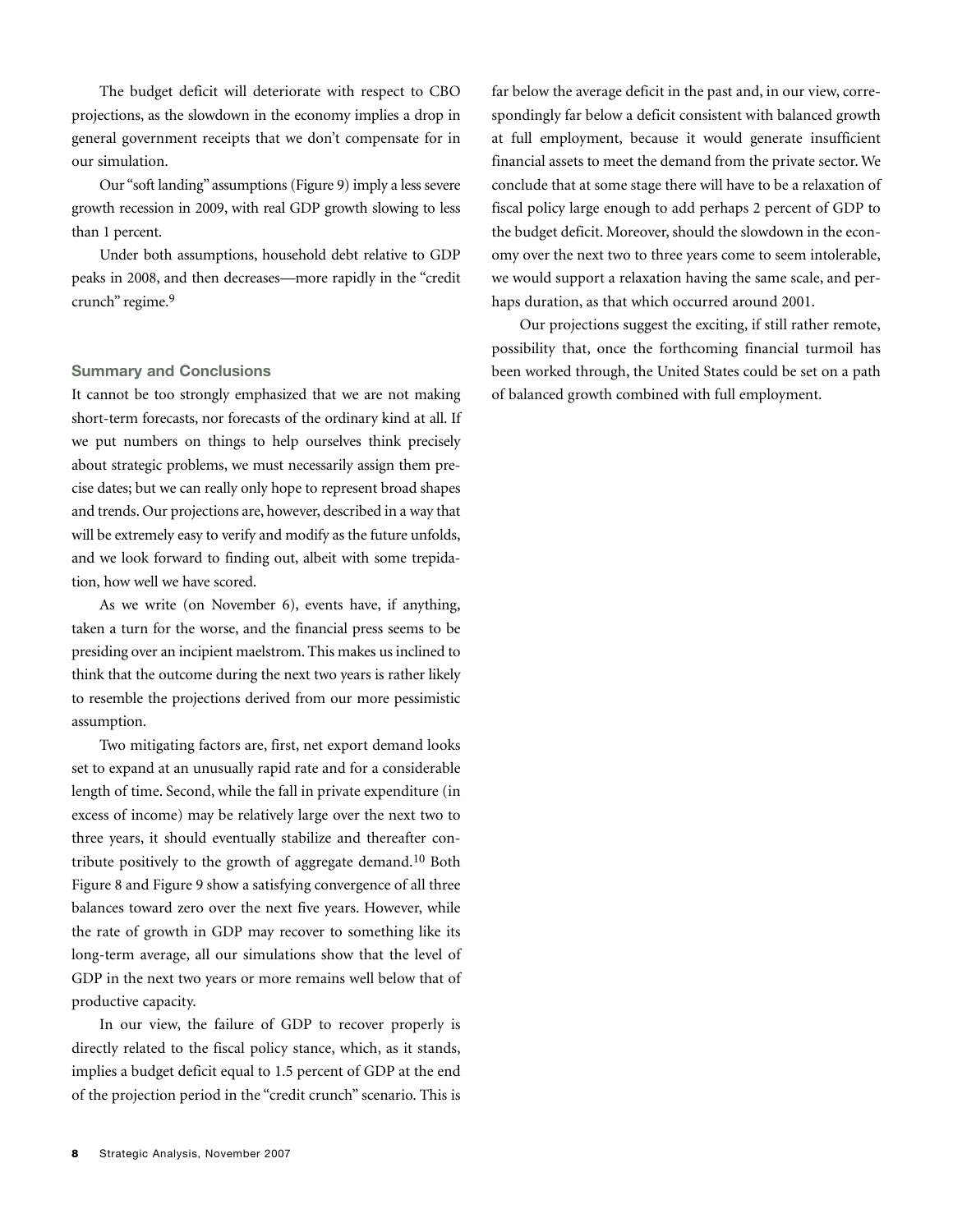The budget deficit will deteriorate with respect to CBO projections, as the slowdown in the economy implies a drop in general government receipts that we don't compensate for in our simulation.

Our "soft landing" assumptions (Figure 9) imply a less severe growth recession in 2009, with real GDP growth slowing to less than 1 percent.

Under both assumptions, household debt relative to GDP peaks in 2008, and then decreases—more rapidly in the "credit crunch" regime.[9]

### Summary and Conclusions

It cannot be too strongly emphasized that we are not making short-term forecasts, nor forecasts of the ordinary kind at all. If we put numbers on things to help ourselves think precisely about strategic problems, we must necessarily assign them precise dates; but we can really only hope to represent broad shapes and trends. Our projections are, however, described in a way that will be extremely easy to verify and modify as the future unfolds, and we look forward to finding out, albeit with some trepidation, how well we have scored.

As we write (on November 6), events have, if anything, taken a turn for the worse, and the financial press seems to be presiding over an incipient maelstrom. This makes us inclined to think that the outcome during the next two years is rather likely to resemble the projections derived from our more pessimistic assumption.

Two mitigating factors are, first, net export demand looks set to expand at an unusually rapid rate and for a considerable length of time. Second, while the fall in private expenditure (in excess of income) may be relatively large over the next two to three years, it should eventually stabilize and thereafter contribute positively to the growth of aggregate demand.[10] Both Figure 8 and Figure 9 show a satisfying convergence of all three balances toward zero over the next five years. However, while the rate of growth in GDP may recover to something like its long-term average, all our simulations show that the level of GDP in the next two years or more remains well below that of productive capacity.

In our view, the failure of GDP to recover properly is directly related to the fiscal policy stance, which, as it stands, implies a budget deficit equal to 1.5 percent of GDP at the end of the projection period in the "credit crunch" scenario. This is far below the average deficit in the past and, in our view, correspondingly far below a deficit consistent with balanced growth at full employment, because it would generate insufficient financial assets to meet the demand from the private sector. We conclude that at some stage there will have to be a relaxation of fiscal policy large enough to add perhaps 2 percent of GDP to the budget deficit. Moreover, should the slowdown in the economy over the next two to three years come to seem intolerable, we would support a relaxation having the same scale, and perhaps duration, as that which occurred around 2001.

Our projections suggest the exciting, if still rather remote, possibility that, once the forthcoming financial turmoil has been worked through, the United States could be set on a path of balanced growth combined with full employment.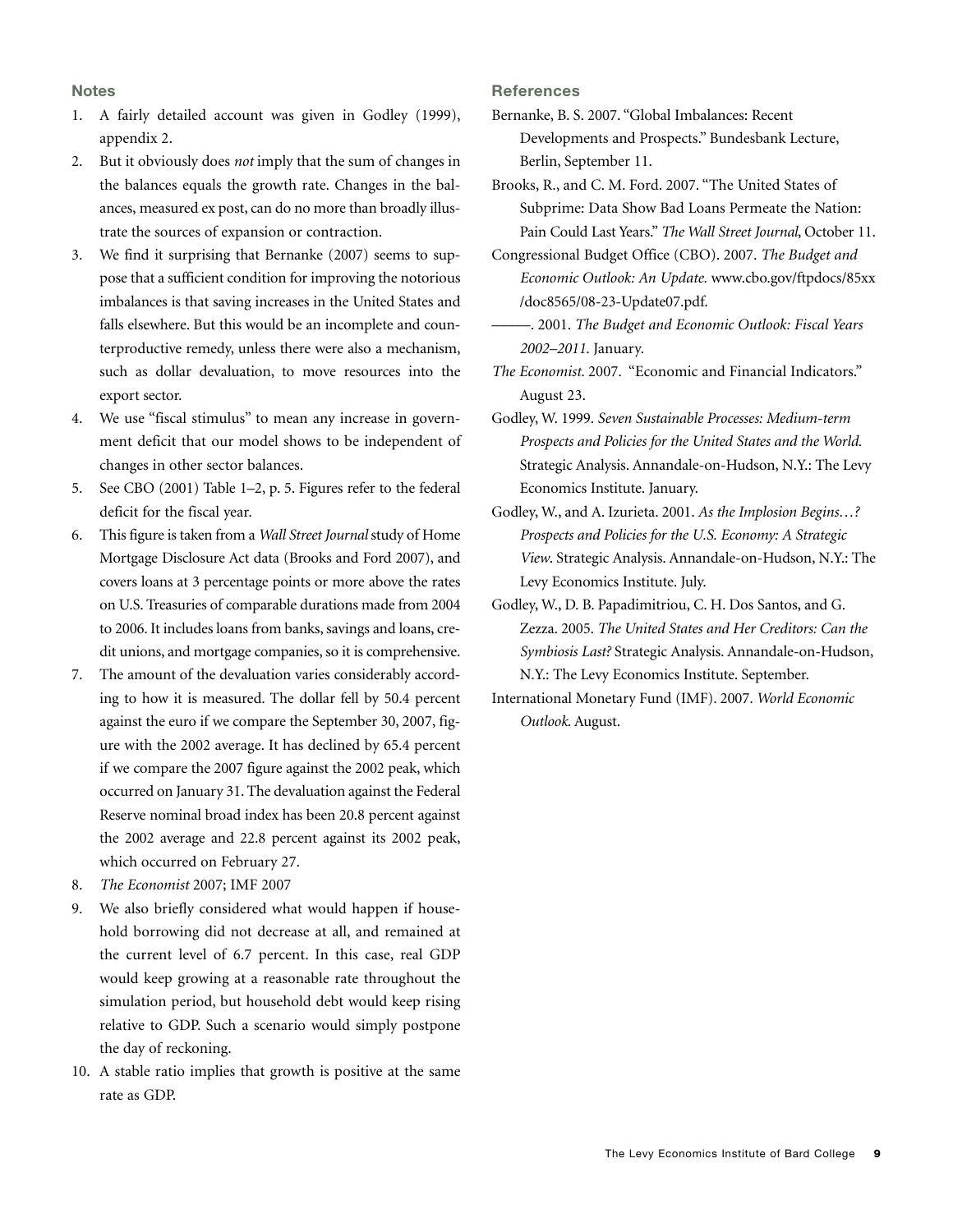## Notes

1. A fairly detailed account was given in Godley (1999), appendix 2.
2. But it obviously does *not* imply that the sum of changes in the balances equals the growth rate. Changes in the balances, measured ex post, can do no more than broadly illustrate the sources of expansion or contraction.
3. We find it surprising that Bernanke (2007) seems to suppose that a sufficient condition for improving the notorious imbalances is that saving increases in the United States and falls elsewhere. But this would be an incomplete and counterproductive remedy, unless there were also a mechanism, such as dollar devaluation, to move resources into the export sector.
4. We use "fiscal stimulus" to mean any increase in government deficit that our model shows to be independent of changes in other sector balances.
5. See CBO (2001) Table 1–2, p. 5. Figures refer to the federal deficit for the fiscal year.
6. This figure is taken from a *Wall Street Journal* study of Home Mortgage Disclosure Act data (Brooks and Ford 2007), and covers loans at 3 percentage points or more above the rates on U.S. Treasuries of comparable durations made from 2004 to 2006. It includes loans from banks, savings and loans, credit unions, and mortgage companies, so it is comprehensive.
7. The amount of the devaluation varies considerably according to how it is measured. The dollar fell by 50.4 percent against the euro if we compare the September 30, 2007, figure with the 2002 average. It has declined by 65.4 percent if we compare the 2007 figure against the 2002 peak, which occurred on January 31. The devaluation against the Federal Reserve nominal broad index has been 20.8 percent against the 2002 average and 22.8 percent against its 2002 peak, which occurred on February 27.
8. *The Economist* 2007; IMF 2007
9. We also briefly considered what would happen if household borrowing did not decrease at all, and remained at the current level of 6.7 percent. In this case, real GDP would keep growing at a reasonable rate throughout the simulation period, but household debt would keep rising relative to GDP. Such a scenario would simply postpone the day of reckoning.
10. A stable ratio implies that growth is positive at the same rate as GDP.

## References

Bernanke, B. S. 2007. "Global Imbalances: Recent Developments and Prospects." Bundesbank Lecture, Berlin, September 11.

Brooks, R., and C. M. Ford. 2007. "The United States of Subprime: Data Show Bad Loans Permeate the Nation: Pain Could Last Years." *The Wall Street Journal*, October 11.

Congressional Budget Office (CBO). 2007. *The Budget and Economic Outlook: An Update*. www.cbo.gov/ftpdocs/85xx/doc8565/08-23-Update07.pdf.

———. 2001. *The Budget and Economic Outlook: Fiscal Years 2002–2011*. January.

*The Economist*. 2007. "Economic and Financial Indicators." August 23.

Godley, W. 1999. *Seven Sustainable Processes: Medium-term Prospects and Policies for the United States and the World.* Strategic Analysis. Annandale-on-Hudson, N.Y.: The Levy Economics Institute. January.

Godley, W., and A. Izurieta. 2001. *As the Implosion Begins…? Prospects and Policies for the U.S. Economy: A Strategic View*. Strategic Analysis. Annandale-on-Hudson, N.Y.: The Levy Economics Institute. July.

Godley, W., D. B. Papadimitriou, C. H. Dos Santos, and G. Zezza. 2005. *The United States and Her Creditors: Can the Symbiosis Last?* Strategic Analysis. Annandale-on-Hudson, N.Y.: The Levy Economics Institute. September.

International Monetary Fund (IMF). 2007. *World Economic Outlook*. August.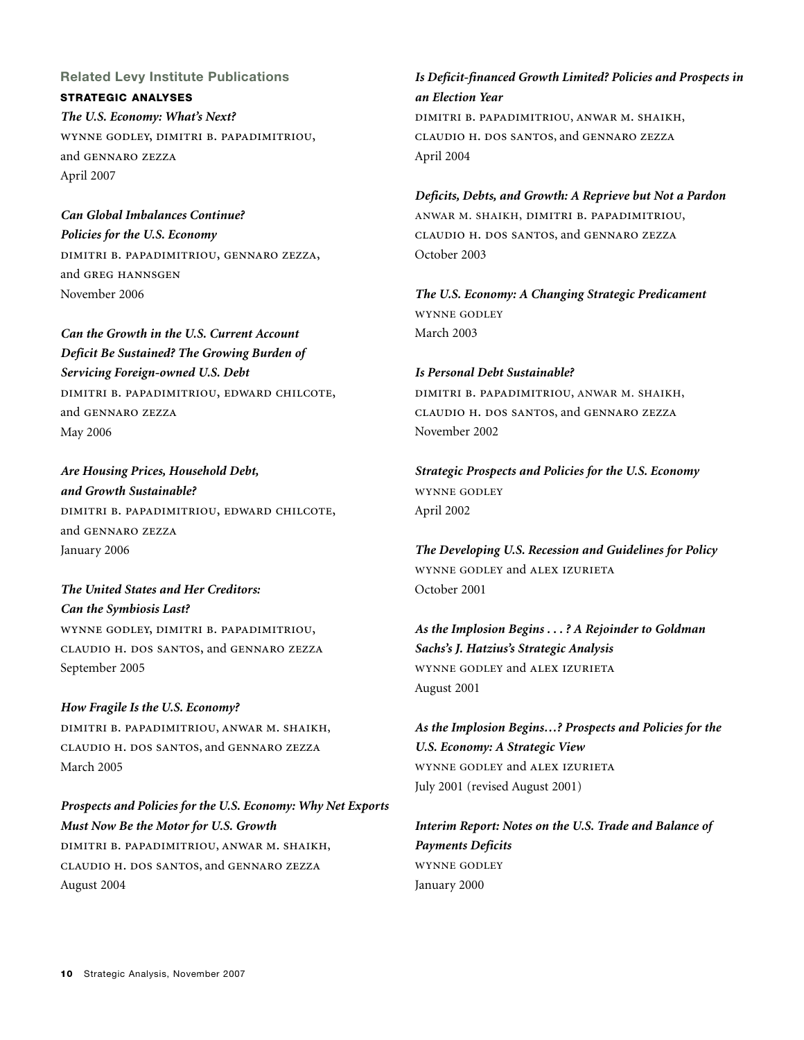## Related Levy Institute Publications

### STRATEGIC ANALYSES

***The U.S. Economy: What's Next?***
WYNNE GODLEY, DIMITRI B. PAPADIMITRIOU, and GENNARO ZEZZA
April 2007

***Can Global Imbalances Continue? Policies for the U.S. Economy***
DIMITRI B. PAPADIMITRIOU, GENNARO ZEZZA, and GREG HANNSGEN
November 2006

***Can the Growth in the U.S. Current Account Deficit Be Sustained? The Growing Burden of Servicing Foreign-owned U.S. Debt***
DIMITRI B. PAPADIMITRIOU, EDWARD CHILCOTE, and GENNARO ZEZZA
May 2006

***Are Housing Prices, Household Debt, and Growth Sustainable?***
DIMITRI B. PAPADIMITRIOU, EDWARD CHILCOTE, and GENNARO ZEZZA
January 2006

***The United States and Her Creditors: Can the Symbiosis Last?***
WYNNE GODLEY, DIMITRI B. PAPADIMITRIOU, CLAUDIO H. DOS SANTOS, and GENNARO ZEZZA
September 2005

***How Fragile Is the U.S. Economy?***
DIMITRI B. PAPADIMITRIOU, ANWAR M. SHAIKH, CLAUDIO H. DOS SANTOS, and GENNARO ZEZZA
March 2005

***Prospects and Policies for the U.S. Economy: Why Net Exports Must Now Be the Motor for U.S. Growth***
DIMITRI B. PAPADIMITRIOU, ANWAR M. SHAIKH, CLAUDIO H. DOS SANTOS, and GENNARO ZEZZA
August 2004

***Is Deficit-financed Growth Limited? Policies and Prospects in an Election Year***
DIMITRI B. PAPADIMITRIOU, ANWAR M. SHAIKH, CLAUDIO H. DOS SANTOS, and GENNARO ZEZZA
April 2004

***Deficits, Debts, and Growth: A Reprieve but Not a Pardon***
ANWAR M. SHAIKH, DIMITRI B. PAPADIMITRIOU, CLAUDIO H. DOS SANTOS, and GENNARO ZEZZA
October 2003

***The U.S. Economy: A Changing Strategic Predicament***
WYNNE GODLEY
March 2003

***Is Personal Debt Sustainable?***
DIMITRI B. PAPADIMITRIOU, ANWAR M. SHAIKH, CLAUDIO H. DOS SANTOS, and GENNARO ZEZZA
November 2002

***Strategic Prospects and Policies for the U.S. Economy***
WYNNE GODLEY
April 2002

***The Developing U.S. Recession and Guidelines for Policy***
WYNNE GODLEY and ALEX IZURIETA
October 2001

***As the Implosion Begins . . . ? A Rejoinder to Goldman Sachs's J. Hatzius's Strategic Analysis***
WYNNE GODLEY and ALEX IZURIETA
August 2001

***As the Implosion Begins…? Prospects and Policies for the U.S. Economy: A Strategic View***
WYNNE GODLEY and ALEX IZURIETA
July 2001 (revised August 2001)

***Interim Report: Notes on the U.S. Trade and Balance of Payments Deficits***
WYNNE GODLEY
January 2000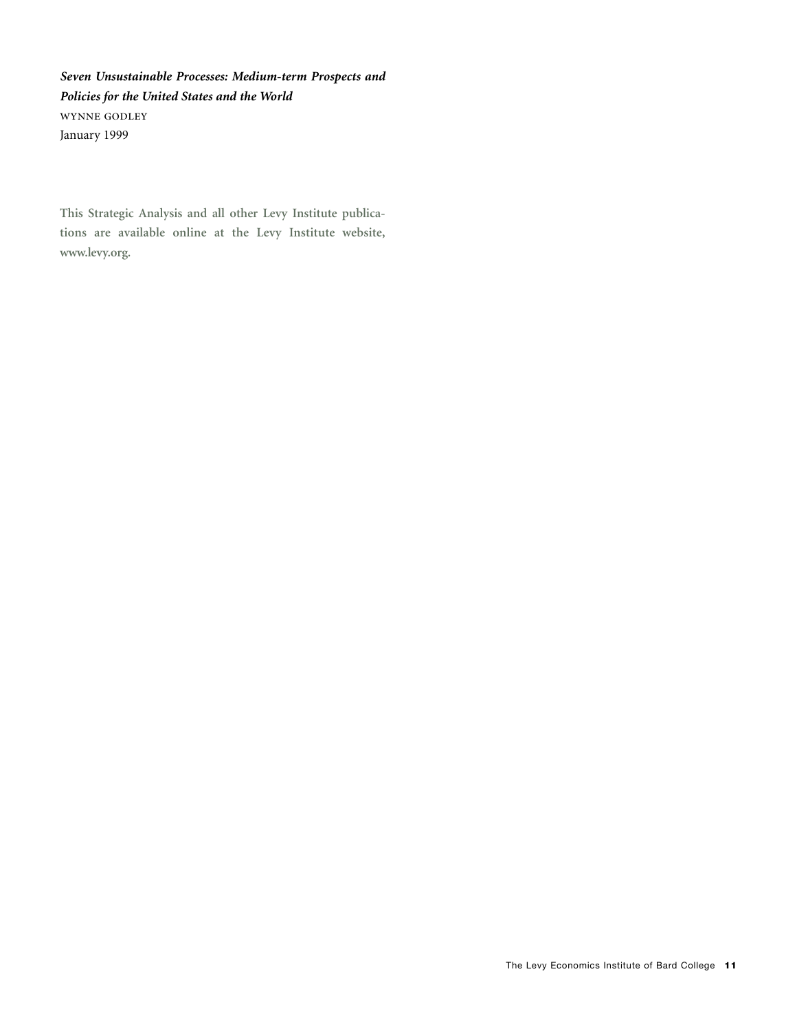***Seven Unsustainable Processes: Medium-term Prospects and Policies for the United States and the World***
WYNNE GODLEY
January 1999

**This Strategic Analysis and all other Levy Institute publications are available online at the Levy Institute website, www.levy.org.**